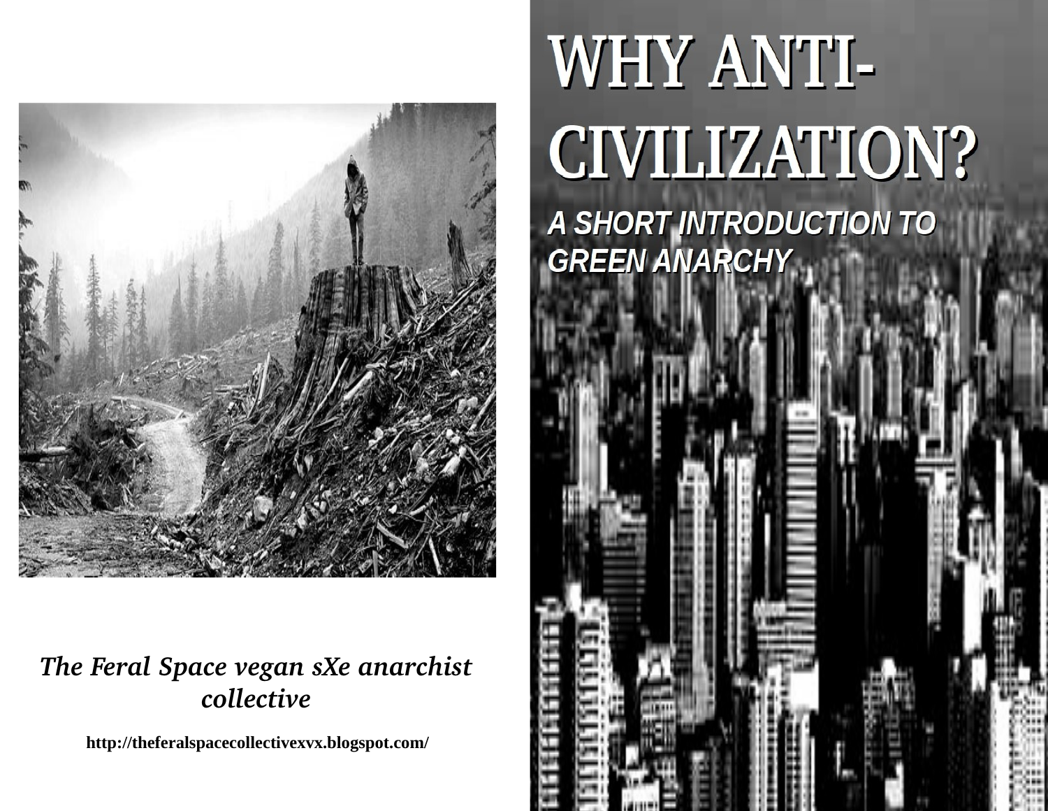# WHY ANTI-CIVILIZATION?

## *A SHORT INTRODUCTION TO GREEN ANARCHY*

***The Feral Space vegan sXe anarchist collective***

**http://theferalspacecollectivexvx.blogspot.com/**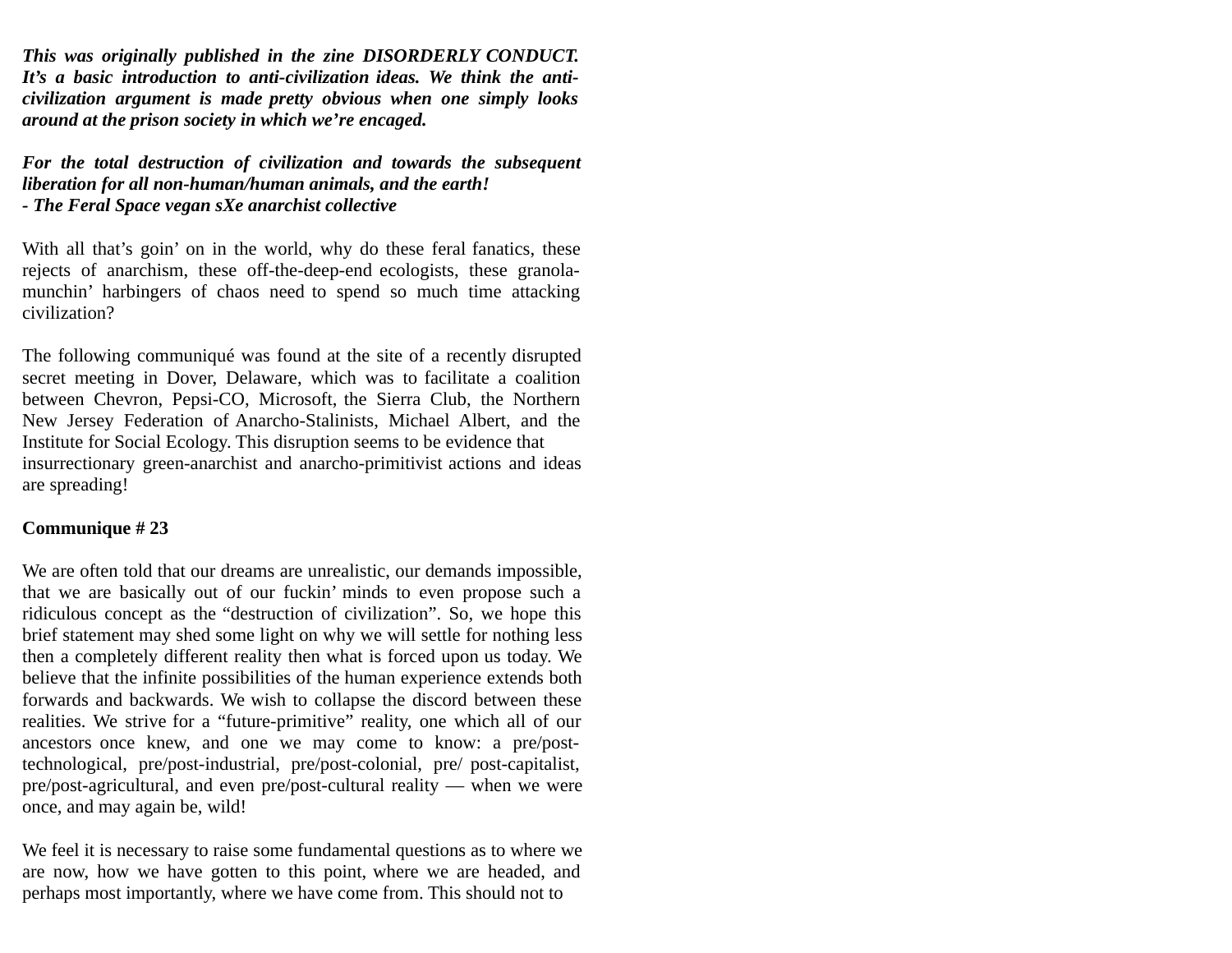***This was originally published in the zine DISORDERLY CONDUCT. It's a basic introduction to anti-civilization ideas. We think the anti-civilization argument is made pretty obvious when one simply looks around at the prison society in which we're encaged.***

***For the total destruction of civilization and towards the subsequent liberation for all non-human/human animals, and the earth!***
***- The Feral Space vegan sXe anarchist collective***

With all that's goin' on in the world, why do these feral fanatics, these rejects of anarchism, these off-the-deep-end ecologists, these granola-munchin' harbingers of chaos need to spend so much time attacking civilization?

The following communiqué was found at the site of a recently disrupted secret meeting in Dover, Delaware, which was to facilitate a coalition between Chevron, Pepsi-CO, Microsoft, the Sierra Club, the Northern New Jersey Federation of Anarcho-Stalinists, Michael Albert, and the Institute for Social Ecology. This disruption seems to be evidence that insurrectionary green-anarchist and anarcho-primitivist actions and ideas are spreading!

**Communique # 23**

We are often told that our dreams are unrealistic, our demands impossible, that we are basically out of our fuckin' minds to even propose such a ridiculous concept as the "destruction of civilization". So, we hope this brief statement may shed some light on why we will settle for nothing less then a completely different reality then what is forced upon us today. We believe that the infinite possibilities of the human experience extends both forwards and backwards. We wish to collapse the discord between these realities. We strive for a "future-primitive" reality, one which all of our ancestors once knew, and one we may come to know: a pre/post-technological, pre/post-industrial, pre/post-colonial, pre/ post-capitalist, pre/post-agricultural, and even pre/post-cultural reality — when we were once, and may again be, wild!

We feel it is necessary to raise some fundamental questions as to where we are now, how we have gotten to this point, where we are headed, and perhaps most importantly, where we have come from. This should not to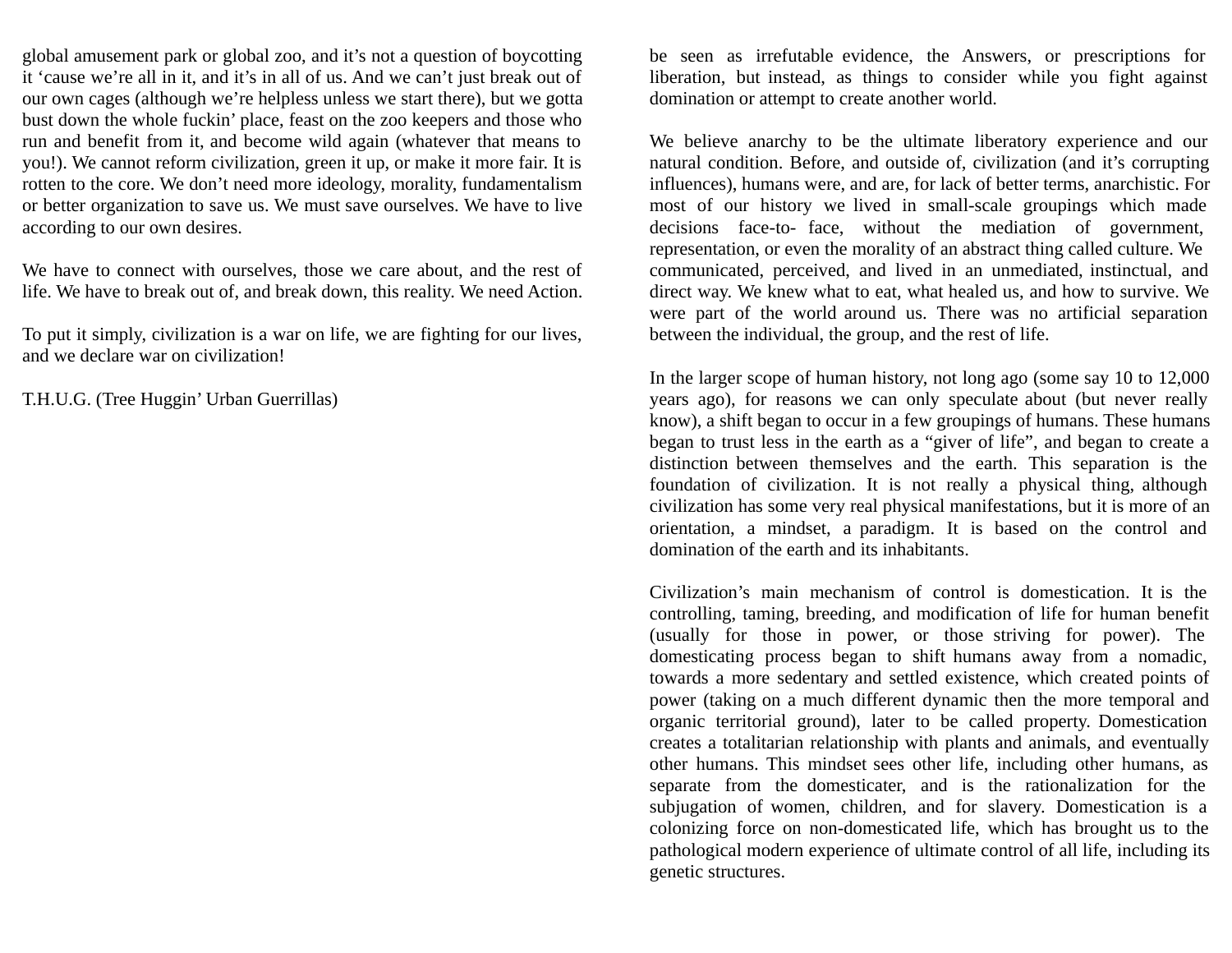global amusement park or global zoo, and it's not a question of boycotting it 'cause we're all in it, and it's in all of us. And we can't just break out of our own cages (although we're helpless unless we start there), but we gotta bust down the whole fuckin' place, feast on the zoo keepers and those who run and benefit from it, and become wild again (whatever that means to you!). We cannot reform civilization, green it up, or make it more fair. It is rotten to the core. We don't need more ideology, morality, fundamentalism or better organization to save us. We must save ourselves. We have to live according to our own desires.

We have to connect with ourselves, those we care about, and the rest of life. We have to break out of, and break down, this reality. We need Action.

To put it simply, civilization is a war on life, we are fighting for our lives, and we declare war on civilization!

T.H.U.G. (Tree Huggin' Urban Guerrillas)

be seen as irrefutable evidence, the Answers, or prescriptions for liberation, but instead, as things to consider while you fight against domination or attempt to create another world.

We believe anarchy to be the ultimate liberatory experience and our natural condition. Before, and outside of, civilization (and it's corrupting influences), humans were, and are, for lack of better terms, anarchistic. For most of our history we lived in small-scale groupings which made decisions face-to- face, without the mediation of government, representation, or even the morality of an abstract thing called culture. We communicated, perceived, and lived in an unmediated, instinctual, and direct way. We knew what to eat, what healed us, and how to survive. We were part of the world around us. There was no artificial separation between the individual, the group, and the rest of life.

In the larger scope of human history, not long ago (some say 10 to 12,000 years ago), for reasons we can only speculate about (but never really know), a shift began to occur in a few groupings of humans. These humans began to trust less in the earth as a "giver of life", and began to create a distinction between themselves and the earth. This separation is the foundation of civilization. It is not really a physical thing, although civilization has some very real physical manifestations, but it is more of an orientation, a mindset, a paradigm. It is based on the control and domination of the earth and its inhabitants.

Civilization's main mechanism of control is domestication. It is the controlling, taming, breeding, and modification of life for human benefit (usually for those in power, or those striving for power). The domesticating process began to shift humans away from a nomadic, towards a more sedentary and settled existence, which created points of power (taking on a much different dynamic then the more temporal and organic territorial ground), later to be called property. Domestication creates a totalitarian relationship with plants and animals, and eventually other humans. This mindset sees other life, including other humans, as separate from the domesticater, and is the rationalization for the subjugation of women, children, and for slavery. Domestication is a colonizing force on non-domesticated life, which has brought us to the pathological modern experience of ultimate control of all life, including its genetic structures.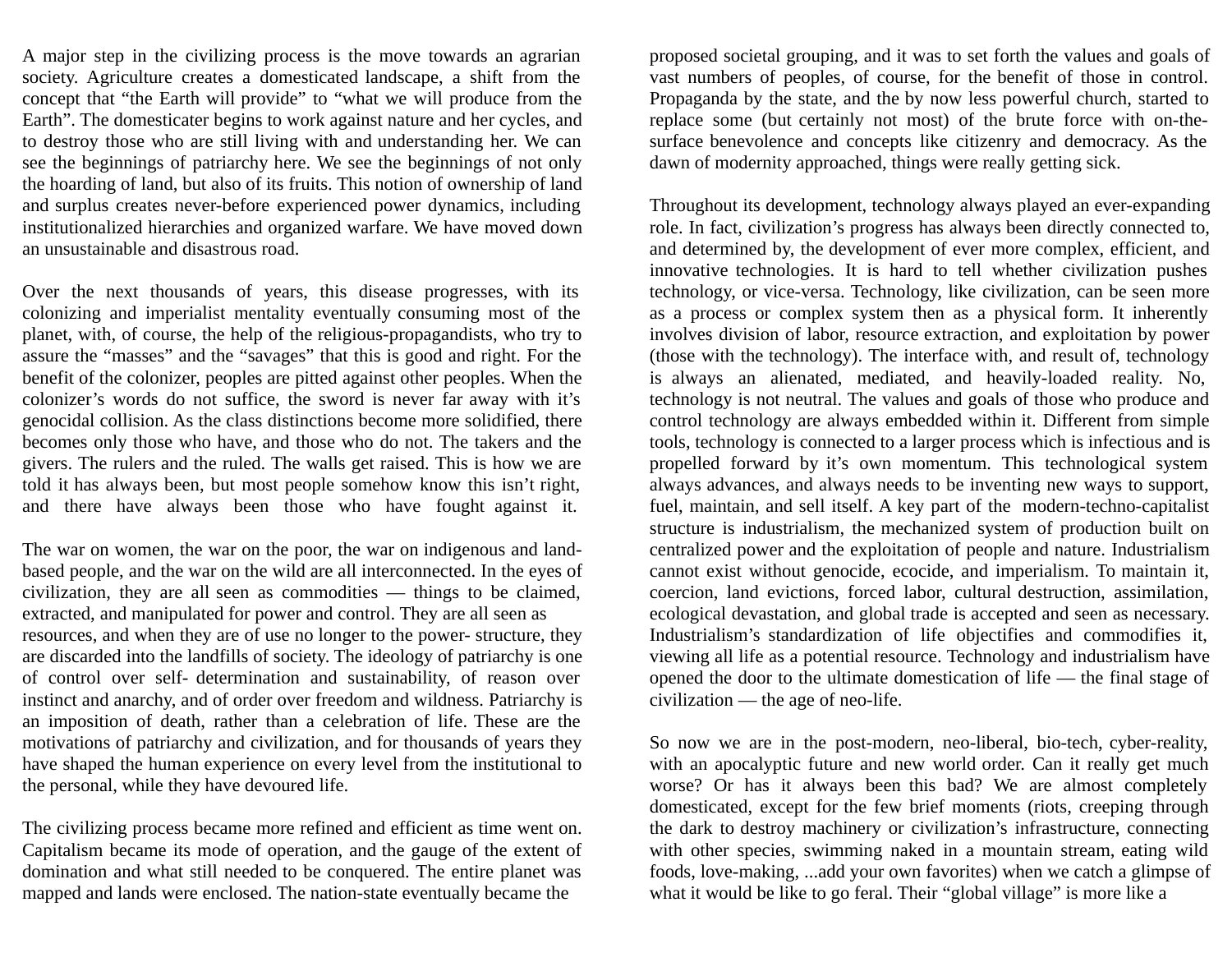A major step in the civilizing process is the move towards an agrarian society. Agriculture creates a domesticated landscape, a shift from the concept that "the Earth will provide" to "what we will produce from the Earth". The domesticater begins to work against nature and her cycles, and to destroy those who are still living with and understanding her. We can see the beginnings of patriarchy here. We see the beginnings of not only the hoarding of land, but also of its fruits. This notion of ownership of land and surplus creates never-before experienced power dynamics, including institutionalized hierarchies and organized warfare. We have moved down an unsustainable and disastrous road.

Over the next thousands of years, this disease progresses, with its colonizing and imperialist mentality eventually consuming most of the planet, with, of course, the help of the religious-propagandists, who try to assure the "masses" and the "savages" that this is good and right. For the benefit of the colonizer, peoples are pitted against other peoples. When the colonizer's words do not suffice, the sword is never far away with it's genocidal collision. As the class distinctions become more solidified, there becomes only those who have, and those who do not. The takers and the givers. The rulers and the ruled. The walls get raised. This is how we are told it has always been, but most people somehow know this isn't right, and there have always been those who have fought against it.

The war on women, the war on the poor, the war on indigenous and land-based people, and the war on the wild are all interconnected. In the eyes of civilization, they are all seen as commodities — things to be claimed, extracted, and manipulated for power and control. They are all seen as resources, and when they are of use no longer to the power- structure, they are discarded into the landfills of society. The ideology of patriarchy is one of control over self- determination and sustainability, of reason over instinct and anarchy, and of order over freedom and wildness. Patriarchy is an imposition of death, rather than a celebration of life. These are the motivations of patriarchy and civilization, and for thousands of years they have shaped the human experience on every level from the institutional to the personal, while they have devoured life.

The civilizing process became more refined and efficient as time went on. Capitalism became its mode of operation, and the gauge of the extent of domination and what still needed to be conquered. The entire planet was mapped and lands were enclosed. The nation-state eventually became the proposed societal grouping, and it was to set forth the values and goals of vast numbers of peoples, of course, for the benefit of those in control. Propaganda by the state, and the by now less powerful church, started to replace some (but certainly not most) of the brute force with on-the-surface benevolence and concepts like citizenry and democracy. As the dawn of modernity approached, things were really getting sick.

Throughout its development, technology always played an ever-expanding role. In fact, civilization's progress has always been directly connected to, and determined by, the development of ever more complex, efficient, and innovative technologies. It is hard to tell whether civilization pushes technology, or vice-versa. Technology, like civilization, can be seen more as a process or complex system then as a physical form. It inherently involves division of labor, resource extraction, and exploitation by power (those with the technology). The interface with, and result of, technology is always an alienated, mediated, and heavily-loaded reality. No, technology is not neutral. The values and goals of those who produce and control technology are always embedded within it. Different from simple tools, technology is connected to a larger process which is infectious and is propelled forward by it's own momentum. This technological system always advances, and always needs to be inventing new ways to support, fuel, maintain, and sell itself. A key part of the modern-techno-capitalist structure is industrialism, the mechanized system of production built on centralized power and the exploitation of people and nature. Industrialism cannot exist without genocide, ecocide, and imperialism. To maintain it, coercion, land evictions, forced labor, cultural destruction, assimilation, ecological devastation, and global trade is accepted and seen as necessary. Industrialism's standardization of life objectifies and commodifies it, viewing all life as a potential resource. Technology and industrialism have opened the door to the ultimate domestication of life — the final stage of civilization — the age of neo-life.

So now we are in the post-modern, neo-liberal, bio-tech, cyber-reality, with an apocalyptic future and new world order. Can it really get much worse? Or has it always been this bad? We are almost completely domesticated, except for the few brief moments (riots, creeping through the dark to destroy machinery or civilization's infrastructure, connecting with other species, swimming naked in a mountain stream, eating wild foods, love-making, ...add your own favorites) when we catch a glimpse of what it would be like to go feral. Their "global village" is more like a